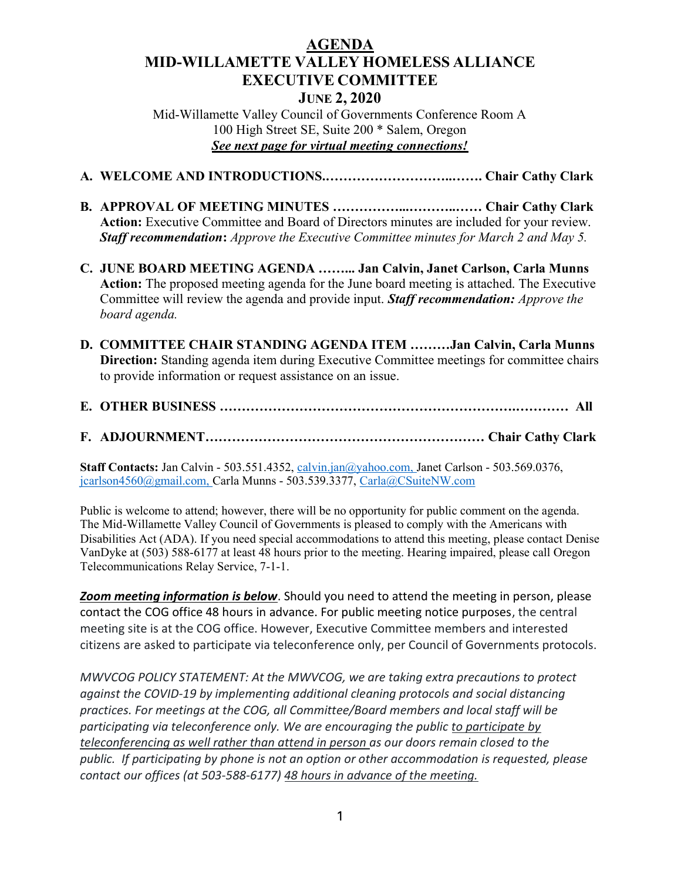# AGENDA
# MID-WILLAMETTE VALLEY HOMELESS ALLIANCE
# EXECUTIVE COMMITTEE
## JUNE 2, 2020

Mid-Willamette Valley Council of Governments Conference Room A
100 High Street SE, Suite 200 * Salem, Oregon
***See next page for virtual meeting connections!***

**A. WELCOME AND INTRODUCTIONS……………………………..……. Chair Cathy Clark**

**B. APPROVAL OF MEETING MINUTES ……………...………..…… Chair Cathy Clark**
**Action:** Executive Committee and Board of Directors minutes are included for your review. ***Staff recommendation*:** *Approve the Executive Committee minutes for March 2 and May 5.*

**C. JUNE BOARD MEETING AGENDA ……... Jan Calvin, Janet Carlson, Carla Munns**
**Action:** The proposed meeting agenda for the June board meeting is attached. The Executive Committee will review the agenda and provide input. ***Staff recommendation:*** *Approve the board agenda.*

**D. COMMITTEE CHAIR STANDING AGENDA ITEM ………Jan Calvin, Carla Munns**
**Direction:** Standing agenda item during Executive Committee meetings for committee chairs to provide information or request assistance on an issue.

**E. OTHER BUSINESS …………………………………………………….………… All**

**F. ADJOURNMENT……………………………………………………… Chair Cathy Clark**

**Staff Contacts:** Jan Calvin - 503.551.4352, calvin.jan@yahoo.com, Janet Carlson - 503.569.0376, jcarlson4560@gmail.com, Carla Munns - 503.539.3377, Carla@CSuiteNW.com

Public is welcome to attend; however, there will be no opportunity for public comment on the agenda. The Mid-Willamette Valley Council of Governments is pleased to comply with the Americans with Disabilities Act (ADA). If you need special accommodations to attend this meeting, please contact Denise VanDyke at (503) 588-6177 at least 48 hours prior to the meeting. Hearing impaired, please call Oregon Telecommunications Relay Service, 7-1-1.

***Zoom meeting information is below***. Should you need to attend the meeting in person, please contact the COG office 48 hours in advance. For public meeting notice purposes, the central meeting site is at the COG office. However, Executive Committee members and interested citizens are asked to participate via teleconference only, per Council of Governments protocols.

*MWVCOG POLICY STATEMENT: At the MWVCOG, we are taking extra precautions to protect against the COVID-19 by implementing additional cleaning protocols and social distancing practices. For meetings at the COG, all Committee/Board members and local staff will be participating via teleconference only. We are encouraging the public to participate by teleconferencing as well rather than attend in person as our doors remain closed to the public. If participating by phone is not an option or other accommodation is requested, please contact our offices (at 503-588-6177) 48 hours in advance of the meeting.*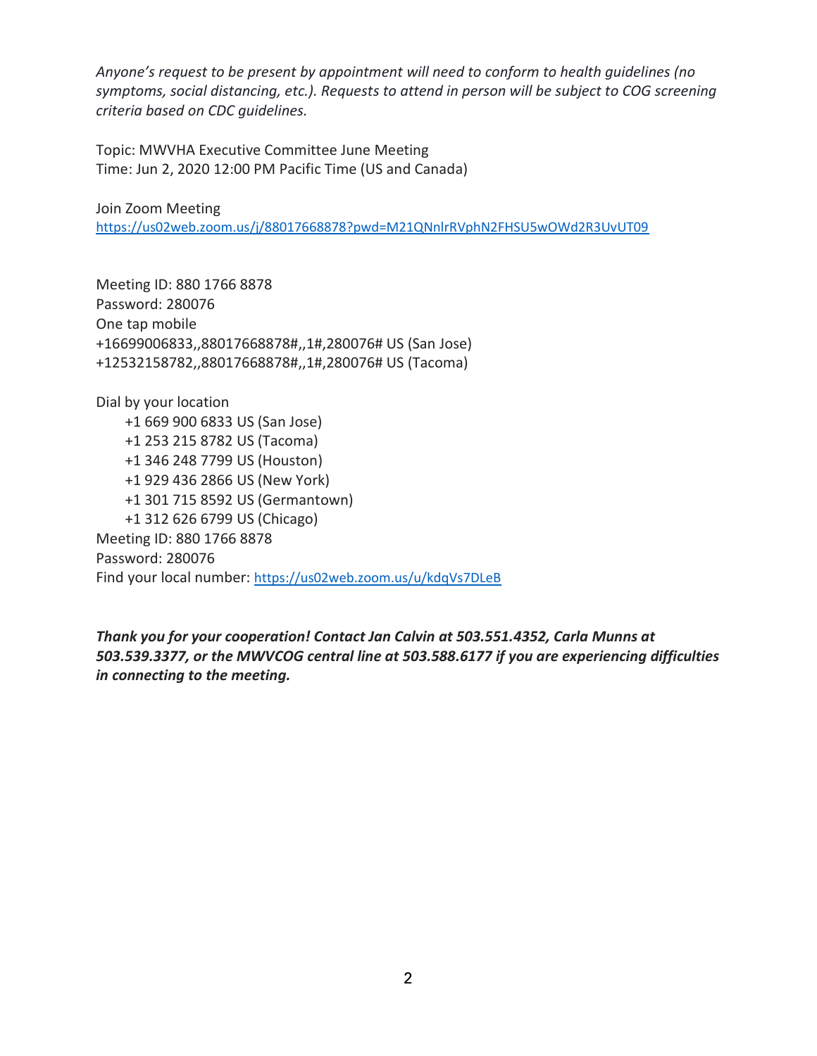*Anyone's request to be present by appointment will need to conform to health guidelines (no symptoms, social distancing, etc.). Requests to attend in person will be subject to COG screening criteria based on CDC guidelines.*

Topic: MWVHA Executive Committee June Meeting
Time: Jun 2, 2020 12:00 PM Pacific Time (US and Canada)

Join Zoom Meeting
https://us02web.zoom.us/j/88017668878?pwd=M21QNnlrRVphN2FHSU5wOWd2R3UvUT09

Meeting ID: 880 1766 8878
Password: 280076
One tap mobile
+16699006833,,88017668878#,,1#,280076# US (San Jose)
+12532158782,,88017668878#,,1#,280076# US (Tacoma)

Dial by your location
- +1 669 900 6833 US (San Jose)
- +1 253 215 8782 US (Tacoma)
- +1 346 248 7799 US (Houston)
- +1 929 436 2866 US (New York)
- +1 301 715 8592 US (Germantown)
- +1 312 626 6799 US (Chicago)

Meeting ID: 880 1766 8878
Password: 280076
Find your local number: https://us02web.zoom.us/u/kdqVs7DLeB

***Thank you for your cooperation! Contact Jan Calvin at 503.551.4352, Carla Munns at 503.539.3377, or the MWVCOG central line at 503.588.6177 if you are experiencing difficulties in connecting to the meeting.***